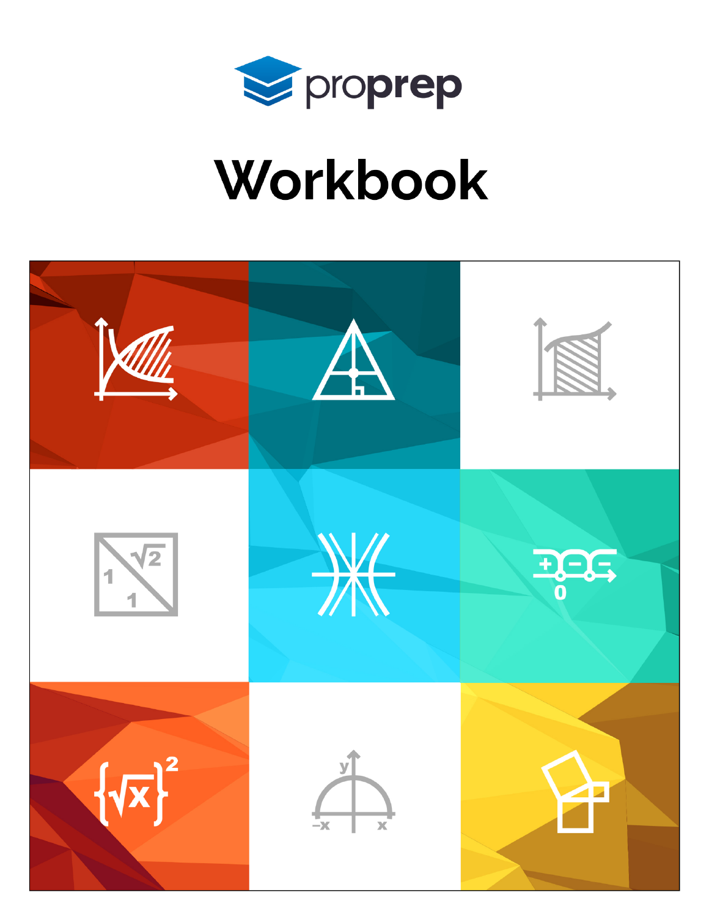proprep

# Workbook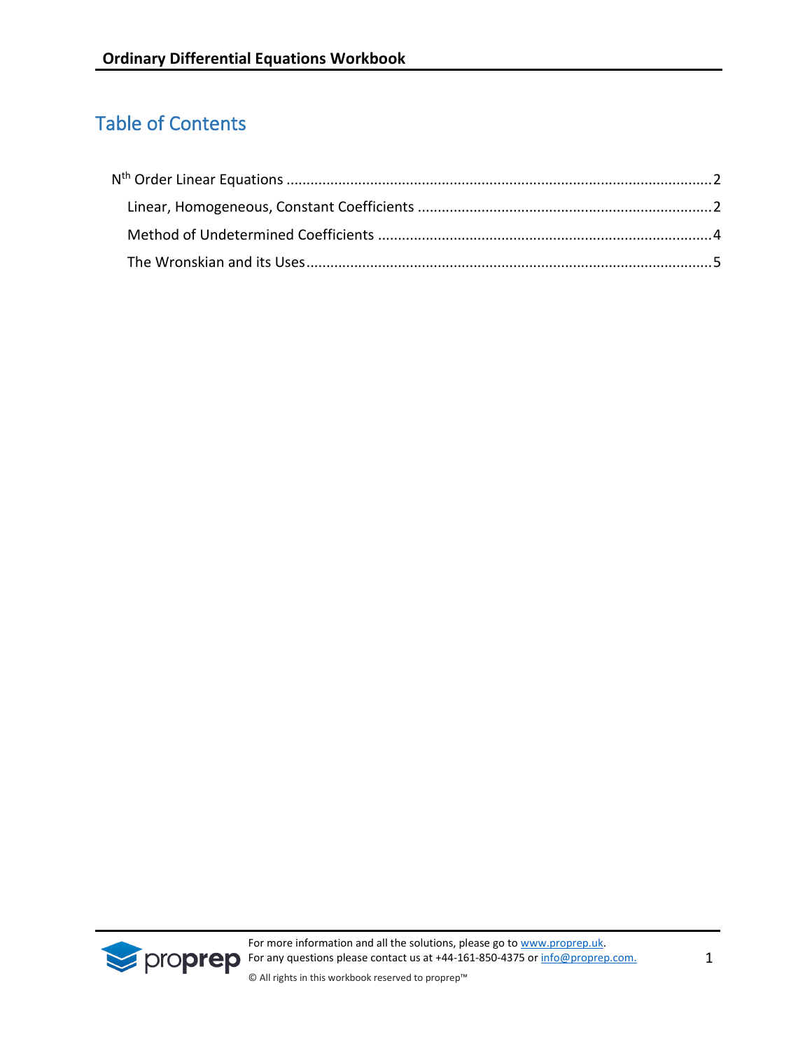# Table of Contents

N[th] Order Linear Equations ........................................................................................................2

Linear, Homogeneous, Constant Coefficients ........................................................................2

Method of Undetermined Coefficients ..................................................................................4

The Wronskian and its Uses....................................................................................................5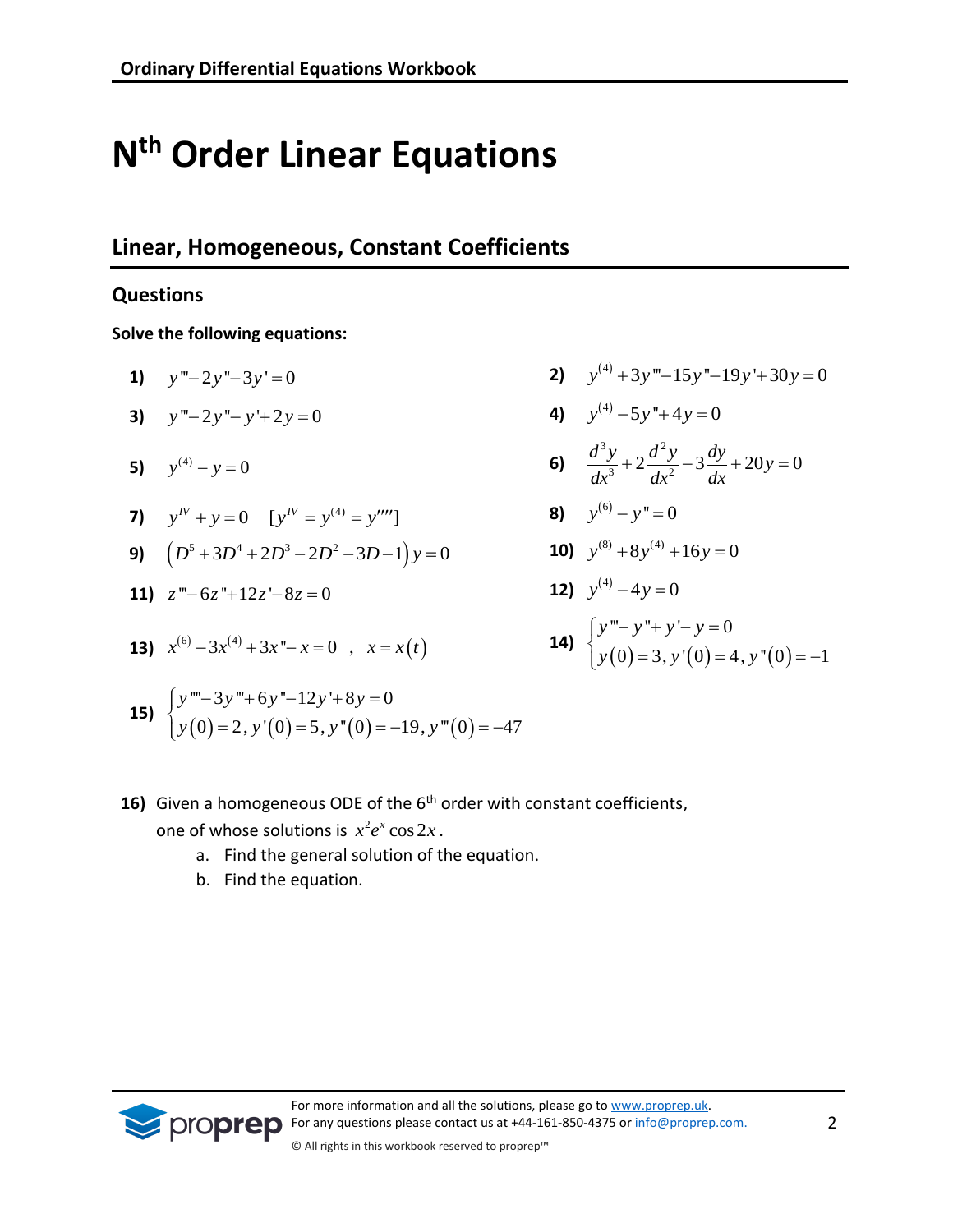# N[th] Order Linear Equations

## Linear, Homogeneous, Constant Coefficients

### Questions

**Solve the following equations:**

1) $y''' - 2y'' - 3y' = 0$

2) $y^{(4)} + 3y''' - 15y'' - 19y' + 30y = 0$

3) $y''' - 2y'' - y' + 2y = 0$

4) $y^{(4)} - 5y'' + 4y = 0$

5) $y^{(4)} - y = 0$

6) $\dfrac{d^3y}{dx^3} + 2\dfrac{d^2y}{dx^2} - 3\dfrac{dy}{dx} + 20y = 0$

7) $y^{IV} + y = 0 \quad [y^{IV} = y^{(4)} = y'''']$

8) $y^{(6)} - y'' = 0$

9) $\left(D^5 + 3D^4 + 2D^3 - 2D^2 - 3D - 1\right)y = 0$

10) $y^{(8)} + 8y^{(4)} + 16y = 0$

11) $z''' - 6z'' + 12z' - 8z = 0$

12) $y^{(4)} - 4y = 0$

13) $x^{(6)} - 3x^{(4)} + 3x'' - x = 0 \quad , \quad x = x(t)$

14) $\begin{cases} y''' - y'' + y' - y = 0 \\ y(0) = 3, y'(0) = 4, y''(0) = -1 \end{cases}$

15) $\begin{cases} y'''' - 3y''' + 6y'' - 12y' + 8y = 0 \\ y(0) = 2, y'(0) = 5, y''(0) = -19, y'''(0) = -47 \end{cases}$

16) Given a homogeneous ODE of the 6[th] order with constant coefficients, one of whose solutions is $x^2 e^x \cos 2x$.

   a. Find the general solution of the equation.

   b. Find the equation.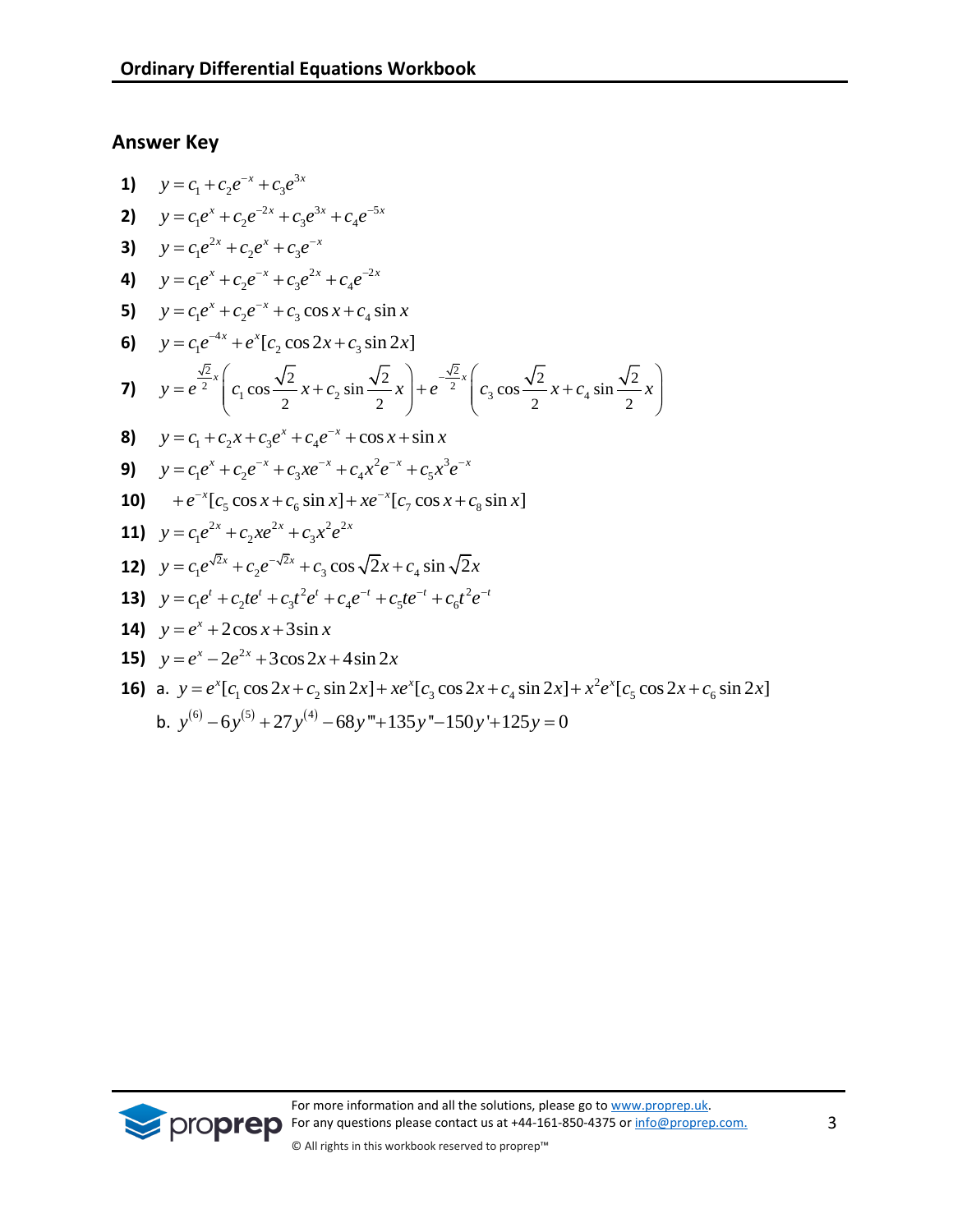## Answer Key

1) $y = c_1 + c_2 e^{-x} + c_3 e^{3x}$

2) $y = c_1 e^{x} + c_2 e^{-2x} + c_3 e^{3x} + c_4 e^{-5x}$

3) $y = c_1 e^{2x} + c_2 e^{x} + c_3 e^{-x}$

4) $y = c_1 e^{x} + c_2 e^{-x} + c_3 e^{2x} + c_4 e^{-2x}$

5) $y = c_1 e^{x} + c_2 e^{-x} + c_3 \cos x + c_4 \sin x$

6) $y = c_1 e^{-4x} + e^{x}[c_2 \cos 2x + c_3 \sin 2x]$

7) $y = e^{\frac{\sqrt{2}}{2}x}\left(c_1 \cos\frac{\sqrt{2}}{2}x + c_2 \sin\frac{\sqrt{2}}{2}x\right) + e^{-\frac{\sqrt{2}}{2}x}\left(c_3 \cos\frac{\sqrt{2}}{2}x + c_4 \sin\frac{\sqrt{2}}{2}x\right)$

8) $y = c_1 + c_2 x + c_3 e^{x} + c_4 e^{-x} + \cos x + \sin x$

9) $y = c_1 e^{x} + c_2 e^{-x} + c_3 x e^{-x} + c_4 x^2 e^{-x} + c_5 x^3 e^{-x}$

10) $+ e^{-x}[c_5 \cos x + c_6 \sin x] + x e^{-x}[c_7 \cos x + c_8 \sin x]$

11) $y = c_1 e^{2x} + c_2 x e^{2x} + c_3 x^2 e^{2x}$

12) $y = c_1 e^{\sqrt{2}x} + c_2 e^{-\sqrt{2}x} + c_3 \cos\sqrt{2}x + c_4 \sin\sqrt{2}x$

13) $y = c_1 e^{t} + c_2 t e^{t} + c_3 t^2 e^{t} + c_4 e^{-t} + c_5 t e^{-t} + c_6 t^2 e^{-t}$

14) $y = e^{x} + 2\cos x + 3\sin x$

15) $y = e^{x} - 2e^{2x} + 3\cos 2x + 4\sin 2x$

16)
 a. $y = e^{x}[c_1 \cos 2x + c_2 \sin 2x] + x e^{x}[c_3 \cos 2x + c_4 \sin 2x] + x^2 e^{x}[c_5 \cos 2x + c_6 \sin 2x]$
 b. $y^{(6)} - 6y^{(5)} + 27y^{(4)} - 68y''' + 135y'' - 150y' + 125y = 0$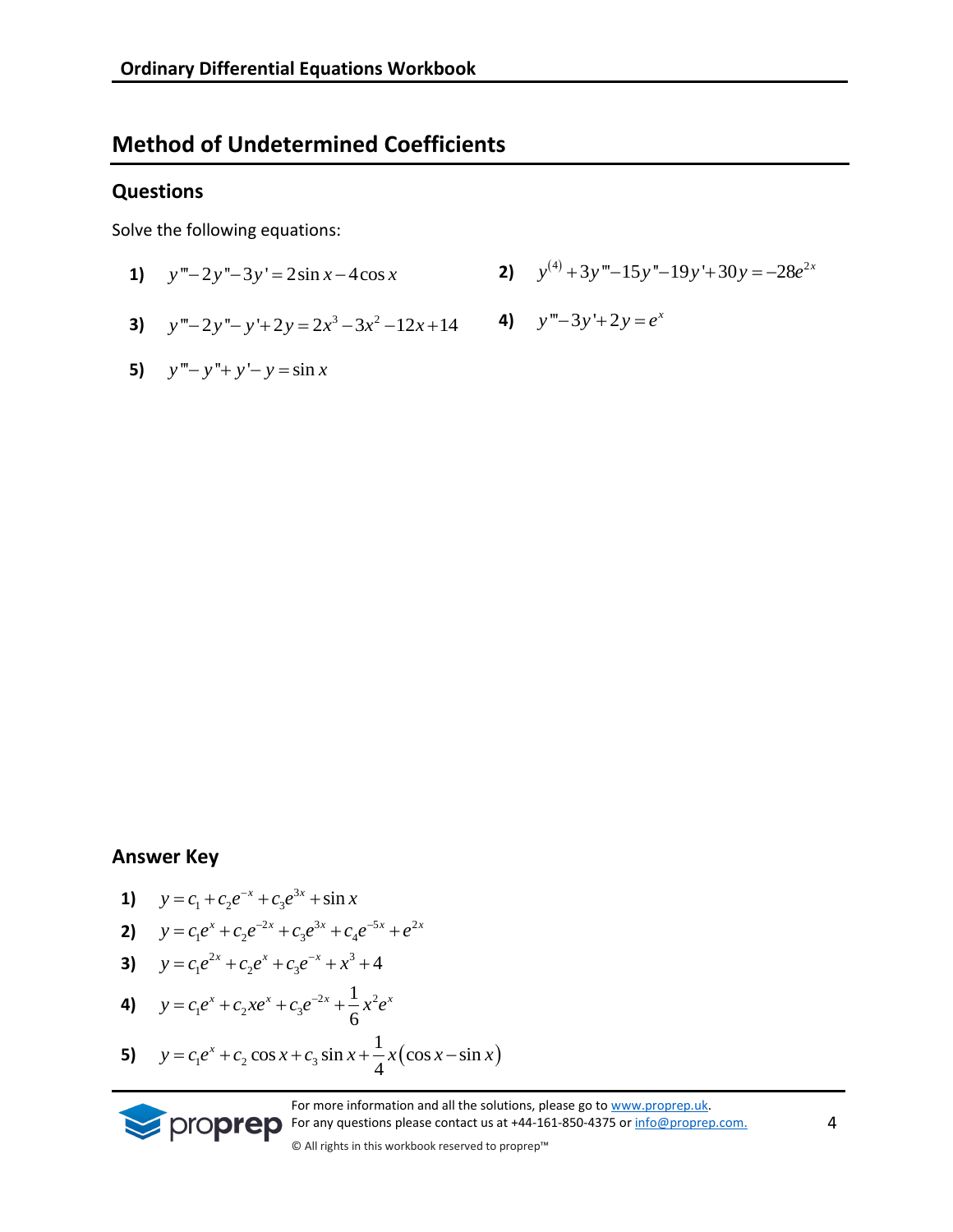## Method of Undetermined Coefficients

### Questions

Solve the following equations:

1) $y''' - 2y'' - 3y' = 2\sin x - 4\cos x$

2) $y^{(4)} + 3y''' - 15y'' - 19y' + 30y = -28e^{2x}$

3) $y''' - 2y'' - y' + 2y = 2x^3 - 3x^2 - 12x + 14$

4) $y''' - 3y' + 2y = e^x$

5) $y''' - y'' + y' - y = \sin x$

### Answer Key

1) $y = c_1 + c_2 e^{-x} + c_3 e^{3x} + \sin x$

2) $y = c_1 e^{x} + c_2 e^{-2x} + c_3 e^{3x} + c_4 e^{-5x} + e^{2x}$

3) $y = c_1 e^{2x} + c_2 e^{x} + c_3 e^{-x} + x^3 + 4$

4) $y = c_1 e^{x} + c_2 x e^{x} + c_3 e^{-2x} + \dfrac{1}{6} x^2 e^{x}$

5) $y = c_1 e^{x} + c_2 \cos x + c_3 \sin x + \dfrac{1}{4} x\left(\cos x - \sin x\right)$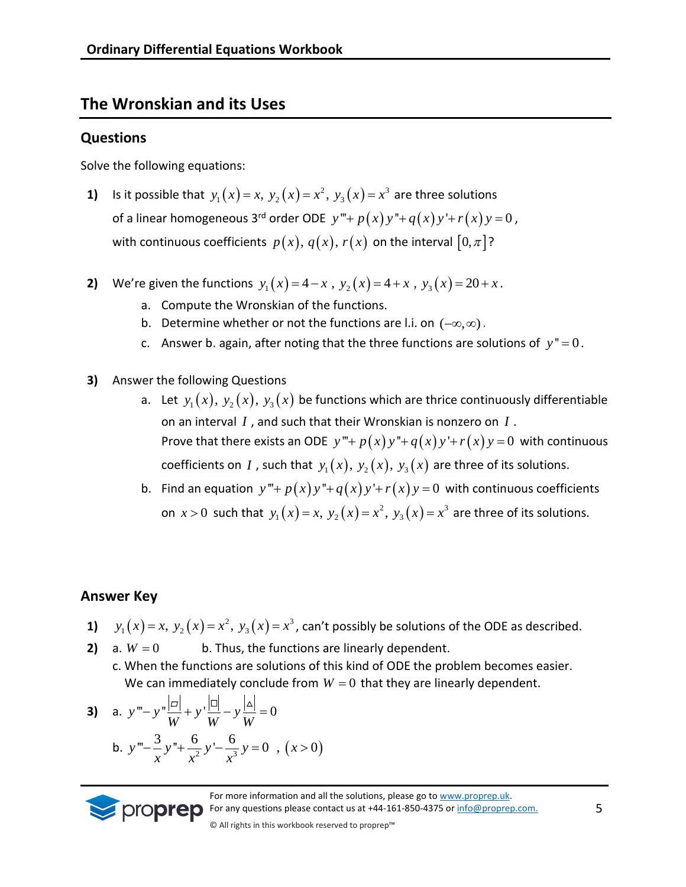## The Wronskian and its Uses

### Questions

Solve the following equations:

**1)** Is it possible that $y_1(x) = x,\ y_2(x) = x^2,\ y_3(x) = x^3$ are three solutions of a linear homogeneous 3rd order ODE $y''' + p(x)y'' + q(x)y' + r(x)y = 0$, with continuous coefficients $p(x),\ q(x),\ r(x)$ on the interval $[0, \pi]$?

**2)** We're given the functions $y_1(x) = 4 - x$, $y_2(x) = 4 + x$, $y_3(x) = 20 + x$.

   a. Compute the Wronskian of the functions.
   
   b. Determine whether or not the functions are l.i. on $(-\infty, \infty)$.
   
   c. Answer b. again, after noting that the three functions are solutions of $y'' = 0$.

**3)** Answer the following Questions

   a. Let $y_1(x),\ y_2(x),\ y_3(x)$ be functions which are thrice continuously differentiable on an interval $I$, and such that their Wronskian is nonzero on $I$. Prove that there exists an ODE $y''' + p(x)y'' + q(x)y' + r(x)y = 0$ with continuous coefficients on $I$, such that $y_1(x),\ y_2(x),\ y_3(x)$ are three of its solutions.
   
   b. Find an equation $y''' + p(x)y'' + q(x)y' + r(x)y = 0$ with continuous coefficients on $x > 0$ such that $y_1(x) = x,\ y_2(x) = x^2,\ y_3(x) = x^3$ are three of its solutions.

### Answer Key

**1)** $y_1(x) = x,\ y_2(x) = x^2,\ y_3(x) = x^3$, can't possibly be solutions of the ODE as described.

**2)** a. $W = 0$ b. Thus, the functions are linearly dependent.

   c. When the functions are solutions of this kind of ODE the problem becomes easier. We can immediately conclude from $W = 0$ that they are linearly dependent.

**3)** a. $y''' - y''\dfrac{|\square|}{W} + y'\dfrac{|\square|}{W} - y\dfrac{|\triangle|}{W} = 0$

   b. $y''' - \dfrac{3}{x}y'' + \dfrac{6}{x^2}y' - \dfrac{6}{x^3}y = 0$ , $(x > 0)$